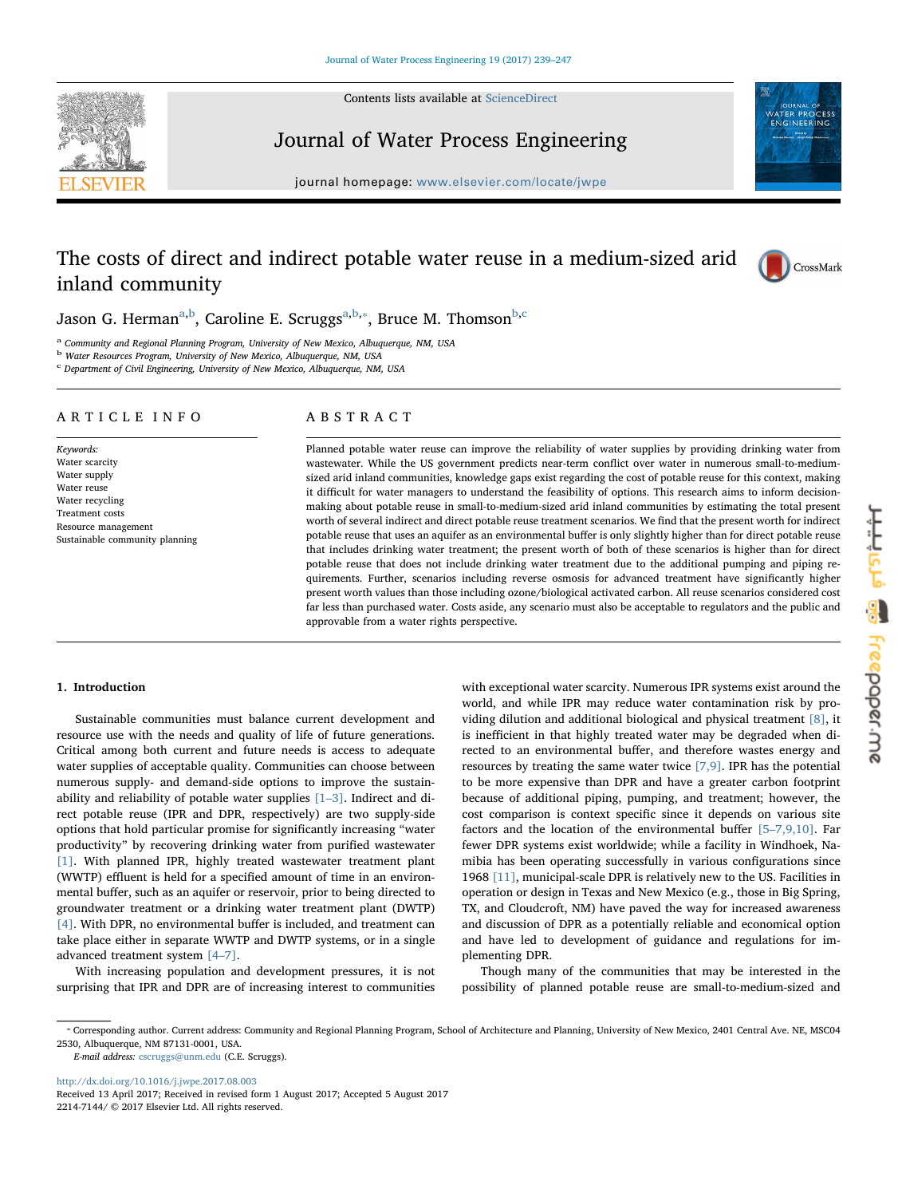# The costs of direct and indirect potable water reuse in a medium-sized arid inland community

Jason G. Herman[a,b], Caroline E. Scruggs[a,b,*], Bruce M. Thomson[b,c]

[a] Community and Regional Planning Program, University of New Mexico, Albuquerque, NM, USA
[b] Water Resources Program, University of New Mexico, Albuquerque, NM, USA
[c] Department of Civil Engineering, University of New Mexico, Albuquerque, NM, USA

## ARTICLE INFO

*Keywords:*
Water scarcity
Water supply
Water reuse
Water recycling
Treatment costs
Resource management
Sustainable community planning

## ABSTRACT

Planned potable water reuse can improve the reliability of water supplies by providing drinking water from wastewater. While the US government predicts near-term conflict over water in numerous small-to-medium-sized arid inland communities, knowledge gaps exist regarding the cost of potable reuse for this context, making it difficult for water managers to understand the feasibility of options. This research aims to inform decision-making about potable reuse in small-to-medium-sized arid inland communities by estimating the total present worth of several indirect and direct potable reuse treatment scenarios. We find that the present worth for indirect potable reuse that uses an aquifer as an environmental buffer is only slightly higher than for direct potable reuse that includes drinking water treatment; the present worth of both of these scenarios is higher than for direct potable reuse that does not include drinking water treatment due to the additional pumping and piping requirements. Further, scenarios including reverse osmosis for advanced treatment have significantly higher present worth values than those including ozone/biological activated carbon. All reuse scenarios considered cost far less than purchased water. Costs aside, any scenario must also be acceptable to regulators and the public and approvable from a water rights perspective.

## 1. Introduction

Sustainable communities must balance current development and resource use with the needs and quality of life of future generations. Critical among both current and future needs is access to adequate water supplies of acceptable quality. Communities can choose between numerous supply- and demand-side options to improve the sustainability and reliability of potable water supplies [1–3]. Indirect and direct potable reuse (IPR and DPR, respectively) are two supply-side options that hold particular promise for significantly increasing "water productivity" by recovering drinking water from purified wastewater [1]. With planned IPR, highly treated wastewater treatment plant (WWTP) effluent is held for a specified amount of time in an environmental buffer, such as an aquifer or reservoir, prior to being directed to groundwater treatment or a drinking water treatment plant (DWTP) [4]. With DPR, no environmental buffer is included, and treatment can take place either in separate WWTP and DWTP systems, or in a single advanced treatment system [4–7].

With increasing population and development pressures, it is not surprising that IPR and DPR are of increasing interest to communities with exceptional water scarcity. Numerous IPR systems exist around the world, and while IPR may reduce water contamination risk by providing dilution and additional biological and physical treatment [8], it is inefficient in that highly treated water may be degraded when directed to an environmental buffer, and therefore wastes energy and resources by treating the same water twice [7,9]. IPR has the potential to be more expensive than DPR and have a greater carbon footprint because of additional piping, pumping, and treatment; however, the cost comparison is context specific since it depends on various site factors and the location of the environmental buffer [5–7,9,10]. Far fewer DPR systems exist worldwide; while a facility in Windhoek, Namibia has been operating successfully in various configurations since 1968 [11], municipal-scale DPR is relatively new to the US. Facilities in operation or design in Texas and New Mexico (e.g., those in Big Spring, TX, and Cloudcroft, NM) have paved the way for increased awareness and discussion of DPR as a potentially reliable and economical option and have led to development of guidance and regulations for implementing DPR.

Though many of the communities that may be interested in the possibility of planned potable reuse are small-to-medium-sized and

---

* Corresponding author. Current address: Community and Regional Planning Program, School of Architecture and Planning, University of New Mexico, 2401 Central Ave. NE, MSC04 2530, Albuquerque, NM 87131-0001, USA.
*E-mail address:* cscruggs@unm.edu (C.E. Scruggs).

http://dx.doi.org/10.1016/j.jwpe.2017.08.003
Received 13 April 2017; Received in revised form 1 August 2017; Accepted 5 August 2017
2214-7144/ © 2017 Elsevier Ltd. All rights reserved.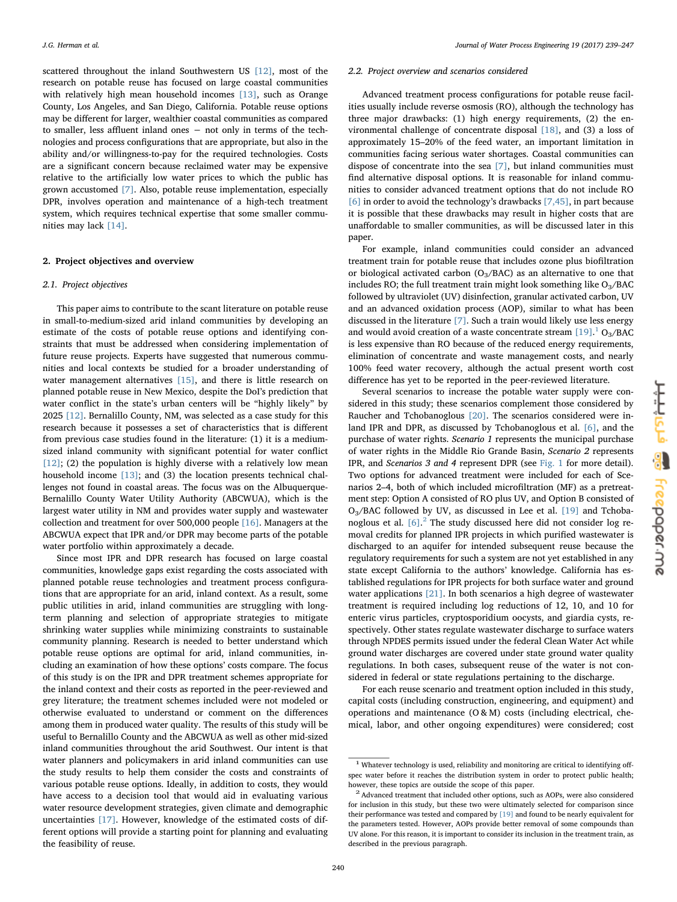scattered throughout the inland Southwestern US [12], most of the research on potable reuse has focused on large coastal communities with relatively high mean household incomes [13], such as Orange County, Los Angeles, and San Diego, California. Potable reuse options may be different for larger, wealthier coastal communities as compared to smaller, less affluent inland ones − not only in terms of the technologies and process configurations that are appropriate, but also in the ability and/or willingness-to-pay for the required technologies. Costs are a significant concern because reclaimed water may be expensive relative to the artificially low water prices to which the public has grown accustomed [7]. Also, potable reuse implementation, especially DPR, involves operation and maintenance of a high-tech treatment system, which requires technical expertise that some smaller communities may lack [14].

## 2. Project objectives and overview

### 2.1. Project objectives

This paper aims to contribute to the scant literature on potable reuse in small-to-medium-sized arid inland communities by developing an estimate of the costs of potable reuse options and identifying constraints that must be addressed when considering implementation of future reuse projects. Experts have suggested that numerous communities and local contexts be studied for a broader understanding of water management alternatives [15], and there is little research on planned potable reuse in New Mexico, despite the DoI's prediction that water conflict in the state's urban centers will be "highly likely" by 2025 [12]. Bernalillo County, NM, was selected as a case study for this research because it possesses a set of characteristics that is different from previous case studies found in the literature: (1) it is a medium-sized inland community with significant potential for water conflict [12]; (2) the population is highly diverse with a relatively low mean household income [13]; and (3) the location presents technical challenges not found in coastal areas. The focus was on the Albuquerque-Bernalillo County Water Utility Authority (ABCWUA), which is the largest water utility in NM and provides water supply and wastewater collection and treatment for over 500,000 people [16]. Managers at the ABCWUA expect that IPR and/or DPR may become parts of the potable water portfolio within approximately a decade.

Since most IPR and DPR research has focused on large coastal communities, knowledge gaps exist regarding the costs associated with planned potable reuse technologies and treatment process configurations that are appropriate for an arid, inland context. As a result, some public utilities in arid, inland communities are struggling with long-term planning and selection of appropriate strategies to mitigate shrinking water supplies while minimizing constraints to sustainable community planning. Research is needed to better understand which potable reuse options are optimal for arid, inland communities, including an examination of how these options' costs compare. The focus of this study is on the IPR and DPR treatment schemes appropriate for the inland context and their costs as reported in the peer-reviewed and grey literature; the treatment schemes included were not modeled or otherwise evaluated to understand or comment on the differences among them in produced water quality. The results of this study will be useful to Bernalillo County and the ABCWUA as well as other mid-sized inland communities throughout the arid Southwest. Our intent is that water planners and policymakers in arid inland communities can use the study results to help them consider the costs and constraints of various potable reuse options. Ideally, in addition to costs, they would have access to a decision tool that would aid in evaluating various water resource development strategies, given climate and demographic uncertainties [17]. However, knowledge of the estimated costs of different options will provide a starting point for planning and evaluating the feasibility of reuse.

### 2.2. Project overview and scenarios considered

Advanced treatment process configurations for potable reuse facilities usually include reverse osmosis (RO), although the technology has three major drawbacks: (1) high energy requirements, (2) the environmental challenge of concentrate disposal [18], and (3) a loss of approximately 15–20% of the feed water, an important limitation in communities facing serious water shortages. Coastal communities can dispose of concentrate into the sea [7], but inland communities must find alternative disposal options. It is reasonable for inland communities to consider advanced treatment options that do not include RO [6] in order to avoid the technology's drawbacks [7,45], in part because it is possible that these drawbacks may result in higher costs that are unaffordable to smaller communities, as will be discussed later in this paper.

For example, inland communities could consider an advanced treatment train for potable reuse that includes ozone plus biofiltration or biological activated carbon ($O_3$/BAC) as an alternative to one that includes RO; the full treatment train might look something like $O_3$/BAC followed by ultraviolet (UV) disinfection, granular activated carbon, UV and an advanced oxidation process (AOP), similar to what has been discussed in the literature [7]. Such a train would likely use less energy and would avoid creation of a waste concentrate stream [19].[1] $O_3$/BAC is less expensive than RO because of the reduced energy requirements, elimination of concentrate and waste management costs, and nearly 100% feed water recovery, although the actual present worth cost difference has yet to be reported in the peer-reviewed literature.

Several scenarios to increase the potable water supply were considered in this study; these scenarios complement those considered by Raucher and Tchobanoglous [20]. The scenarios considered were inland IPR and DPR, as discussed by Tchobanoglous et al. [6], and the purchase of water rights. *Scenario 1* represents the municipal purchase of water rights in the Middle Rio Grande Basin, *Scenario 2* represents IPR, and *Scenarios 3 and 4* represent DPR (see Fig. 1 for more detail). Two options for advanced treatment were included for each of Scenarios 2–4, both of which included microfiltration (MF) as a pretreatment step: Option A consisted of RO plus UV, and Option B consisted of $O_3$/BAC followed by UV, as discussed in Lee et al. [19] and Tchobanoglous et al. [6].[2] The study discussed here did not consider log removal credits for planned IPR projects in which purified wastewater is discharged to an aquifer for intended subsequent reuse because the regulatory requirements for such a system are not yet established in any state except California to the authors' knowledge. California has established regulations for IPR projects for both surface water and ground water applications [21]. In both scenarios a high degree of wastewater treatment is required including log reductions of 12, 10, and 10 for enteric virus particles, cryptosporidium oocysts, and giardia cysts, respectively. Other states regulate wastewater discharge to surface waters through NPDES permits issued under the federal Clean Water Act while ground water discharges are covered under state ground water quality regulations. In both cases, subsequent reuse of the water is not considered in federal or state regulations pertaining to the discharge.

For each reuse scenario and treatment option included in this study, capital costs (including construction, engineering, and equipment) and operations and maintenance (O & M) costs (including electrical, chemical, labor, and other ongoing expenditures) were considered; cost

[1] Whatever technology is used, reliability and monitoring are critical to identifying off-spec water before it reaches the distribution system in order to protect public health; however, these topics are outside the scope of this paper.

[2] Advanced treatment that included other options, such as AOPs, were also considered for inclusion in this study, but these two were ultimately selected for comparison since their performance was tested and compared by [19] and found to be nearly equivalent for the parameters tested. However, AOPs provide better removal of some compounds than UV alone. For this reason, it is important to consider its inclusion in the treatment train, as described in the previous paragraph.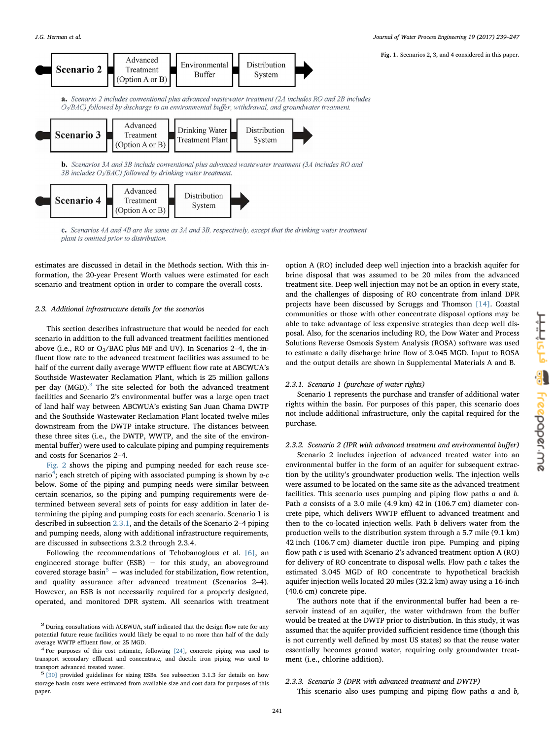| Scenario 2 | Advanced Treatment (Option A or B) | Environmental Buffer | Distribution System |
|---|---|---|---|

**a.** *Scenario 2 includes conventional plus advanced wastewater treatment (2A includes RO and 2B includes $O_3$/BAC) followed by discharge to an environmental buffer, withdrawal, and groundwater treatment.*

| Scenario 3 | Advanced Treatment (Option A or B) | Drinking Water Treatment Plant | Distribution System |
|---|---|---|---|

**b.** *Scenarios 3A and 3B include conventional plus advanced wastewater treatment (3A includes RO and 3B includes $O_3$/BAC) followed by drinking water treatment.*

| Scenario 4 | Advanced Treatment (Option A or B) | Distribution System |
|---|---|---|

**c.** *Scenarios 4A and 4B are the same as 3A and 3B, respectively, except that the drinking water treatment plant is omitted prior to distribution.*

**Fig. 1.** Scenarios 2, 3, and 4 considered in this paper.

estimates are discussed in detail in the Methods section. With this information, the 20-year Present Worth values were estimated for each scenario and treatment option in order to compare the overall costs.

### 2.3. Additional infrastructure details for the scenarios

This section describes infrastructure that would be needed for each scenario in addition to the full advanced treatment facilities mentioned above (i.e., RO or $O_3$/BAC plus MF and UV). In Scenarios 2–4, the influent flow rate to the advanced treatment facilities was assumed to be half of the current daily average WWTP effluent flow rate at ABCWUA's Southside Wastewater Reclamation Plant, which is 25 million gallons per day (MGD).[3] The site selected for both the advanced treatment facilities and Scenario 2's environmental buffer was a large open tract of land half way between ABCWUA's existing San Juan Chama DWTP and the Southside Wastewater Reclamation Plant located twelve miles downstream from the DWTP intake structure. The distances between these three sites (i.e., the DWTP, WWTP, and the site of the environmental buffer) were used to calculate piping and pumping requirements and costs for Scenarios 2–4.

Fig. 2 shows the piping and pumping needed for each reuse scenario[4]; each stretch of piping with associated pumping is shown by *a-c* below. Some of the piping and pumping needs were similar between certain scenarios, so the piping and pumping requirements were determined between several sets of points for easy addition in later determining the piping and pumping costs for each scenario. Scenario 1 is described in subsection 2.3.1, and the details of the Scenario 2–4 piping and pumping needs, along with additional infrastructure requirements, are discussed in subsections 2.3.2 through 2.3.4.

Following the recommendations of Tchobanoglous et al. [6], an engineered storage buffer (ESB) – for this study, an aboveground covered storage basin[5] – was included for stabilization, flow retention, and quality assurance after advanced treatment (Scenarios 2–4). However, an ESB is not necessarily required for a properly designed, operated, and monitored DPR system. All scenarios with treatment option A (RO) included deep well injection into a brackish aquifer for brine disposal that was assumed to be 20 miles from the advanced treatment site. Deep well injection may not be an option in every state, and the challenges of disposing of RO concentrate from inland DPR projects have been discussed by Scruggs and Thomson [14]. Coastal communities or those with other concentrate disposal options may be able to take advantage of less expensive strategies than deep well disposal. Also, for the scenarios including RO, the Dow Water and Process Solutions Reverse Osmosis System Analysis (ROSA) software was used to estimate a daily discharge brine flow of 3.045 MGD. Input to ROSA and the output details are shown in Supplemental Materials A and B.

#### 2.3.1. Scenario 1 (purchase of water rights)

Scenario 1 represents the purchase and transfer of additional water rights within the basin. For purposes of this paper, this scenario does not include additional infrastructure, only the capital required for the purchase.

#### 2.3.2. Scenario 2 (IPR with advanced treatment and environmental buffer)

Scenario 2 includes injection of advanced treated water into an environmental buffer in the form of an aquifer for subsequent extraction by the utility's groundwater production wells. The injection wells were assumed to be located on the same site as the advanced treatment facilities. This scenario uses pumping and piping flow paths *a* and *b*. Path *a* consists of a 3.0 mile (4.9 km) 42 in (106.7 cm) diameter concrete pipe, which delivers WWTP effluent to advanced treatment and then to the co-located injection wells. Path *b* delivers water from the production wells to the distribution system through a 5.7 mile (9.1 km) 42 inch (106.7 cm) diameter ductile iron pipe. Pumping and piping flow path *c* is used with Scenario 2's advanced treatment option A (RO) for delivery of RO concentrate to disposal wells. Flow path *c* takes the estimated 3.045 MGD of RO concentrate to hypothetical brackish aquifer injection wells located 20 miles (32.2 km) away using a 16-inch (40.6 cm) concrete pipe.

The authors note that if the environmental buffer had been a reservoir instead of an aquifer, the water withdrawn from the buffer would be treated at the DWTP prior to distribution. In this study, it was assumed that the aquifer provided sufficient residence time (though this is not currently well defined by most US states) so that the reuse water essentially becomes ground water, requiring only groundwater treatment (i.e., chlorine addition).

#### 2.3.3. Scenario 3 (DPR with advanced treatment and DWTP)

This scenario also uses pumping and piping flow paths *a* and *b*,

---

[3] During consultations with ACBWUA, staff indicated that the design flow rate for any potential future reuse facilities would likely be equal to no more than half of the daily average WWTP effluent flow, or 25 MGD.

[4] For purposes of this cost estimate, following [24], concrete piping was used to transport secondary effluent and concentrate, and ductile iron piping was used to transport advanced treated water.

[5] [30] provided guidelines for sizing ESBs. See subsection 3.1.3 for details on how storage basin costs were estimated from available size and cost data for purposes of this paper.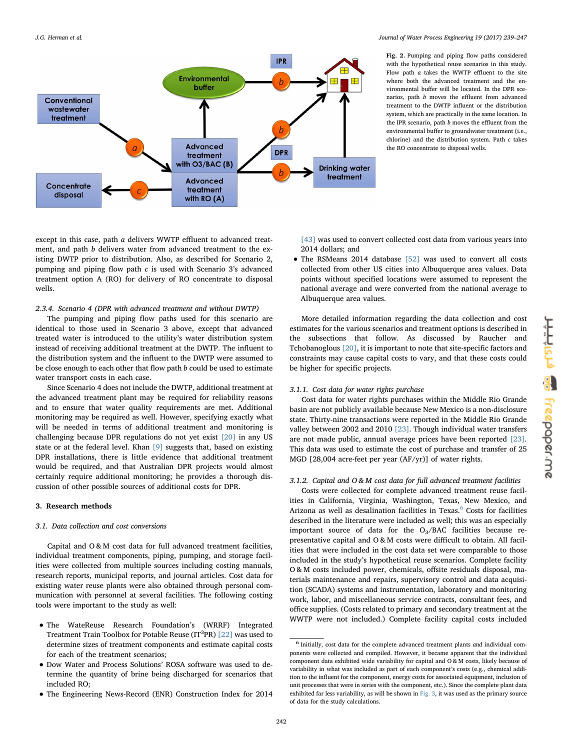**Fig. 2.** Pumping and piping flow paths considered with the hypothetical reuse scenarios in this study. Flow path *a* takes the WWTP effluent to the site where both the advanced treatment and the environmental buffer will be located. In the DPR scenarios, path *b* moves the effluent from advanced treatment to the DWTP influent or the distribution system, which are practically in the same location. In the IPR scenario, path *b* moves the effluent from the environmental buffer to groundwater treatment (i.e., chlorine) and the distribution system. Path *c* takes the RO concentrate to disposal wells.

except in this case, path *a* delivers WWTP effluent to advanced treatment, and path *b* delivers water from advanced treatment to the existing DWTP prior to distribution. Also, as described for Scenario 2, pumping and piping flow path *c* is used with Scenario 3's advanced treatment option A (RO) for delivery of RO concentrate to disposal wells.

#### 2.3.4. Scenario 4 (DPR with advanced treatment and without DWTP)

The pumping and piping flow paths used for this scenario are identical to those used in Scenario 3 above, except that advanced treated water is introduced to the utility's water distribution system instead of receiving additional treatment at the DWTP. The influent to the distribution system and the influent to the DWTP were assumed to be close enough to each other that flow path *b* could be used to estimate water transport costs in each case.

Since Scenario 4 does not include the DWTP, additional treatment at the advanced treatment plant may be required for reliability reasons and to ensure that water quality requirements are met. Additional monitoring may be required as well. However, specifying exactly what will be needed in terms of additional treatment and monitoring is challenging because DPR regulations do not yet exist [20] in any US state or at the federal level. Khan [9] suggests that, based on existing DPR installations, there is little evidence that additional treatment would be required, and that Australian DPR projects would almost certainly require additional monitoring; he provides a thorough discussion of other possible sources of additional costs for DPR.

## 3. Research methods

### 3.1. Data collection and cost conversions

Capital and O & M cost data for full advanced treatment facilities, individual treatment components, piping, pumping, and storage facilities were collected from multiple sources including costing manuals, research reports, municipal reports, and journal articles. Cost data for existing water reuse plants were also obtained through personal communication with personnel at several facilities. The following costing tools were important to the study as well:

- The WateReuse Research Foundation's (WRRF) Integrated Treatment Train Toolbox for Potable Reuse ($IT^3PR$) [22] was used to determine sizes of treatment components and estimate capital costs for each of the treatment scenarios;
- Dow Water and Process Solutions' ROSA software was used to determine the quantity of brine being discharged for scenarios that included RO;
- The Engineering News-Record (ENR) Construction Index for 2014 [43] was used to convert collected cost data from various years into 2014 dollars; and
- The RSMeans 2014 database [52] was used to convert all costs collected from other US cities into Albuquerque area values. Data points without specified locations were assumed to represent the national average and were converted from the national average to Albuquerque area values.

More detailed information regarding the data collection and cost estimates for the various scenarios and treatment options is described in the subsections that follow. As discussed by Raucher and Tchobanoglous [20], it is important to note that site-specific factors and constraints may cause capital costs to vary, and that these costs could be higher for specific projects.

#### 3.1.1. Cost data for water rights purchase

Cost data for water rights purchases within the Middle Rio Grande basin are not publicly available because New Mexico is a non-disclosure state. Thirty-nine transactions were reported in the Middle Rio Grande valley between 2002 and 2010 [23]. Though individual water transfers are not made public, annual average prices have been reported [23]. This data was used to estimate the cost of purchase and transfer of 25 MGD [28,004 acre-feet per year (AF/yr)] of water rights.

#### 3.1.2. Capital and O & M cost data for full advanced treatment facilities

Costs were collected for complete advanced treatment reuse facilities in California, Virginia, Washington, Texas, New Mexico, and Arizona as well as desalination facilities in Texas.[6] Costs for facilities described in the literature were included as well; this was an especially important source of data for the $O_3$/BAC facilities because representative capital and O & M costs were difficult to obtain. All facilities that were included in the cost data set were comparable to those included in the study's hypothetical reuse scenarios. Complete facility O & M costs included power, chemicals, offsite residuals disposal, materials maintenance and repairs, supervisory control and data acquisition (SCADA) systems and instrumentation, laboratory and monitoring work, labor, and miscellaneous service contracts, consultant fees, and office supplies. (Costs related to primary and secondary treatment at the WWTP were not included.) Complete facility capital costs included

[6] Initially, cost data for the complete advanced treatment plants *and* individual components were collected and compiled. However, it became apparent that the individual component data exhibited wide variability for capital and O & M costs, likely because of variability in what was included as part of each component's costs (e.g., chemical addition to the influent for the component, energy costs for associated equipment, inclusion of unit processes that were in series with the component, etc.). Since the complete plant data exhibited far less variability, as will be shown in Fig. 3, it was used as the primary source of data for the study calculations.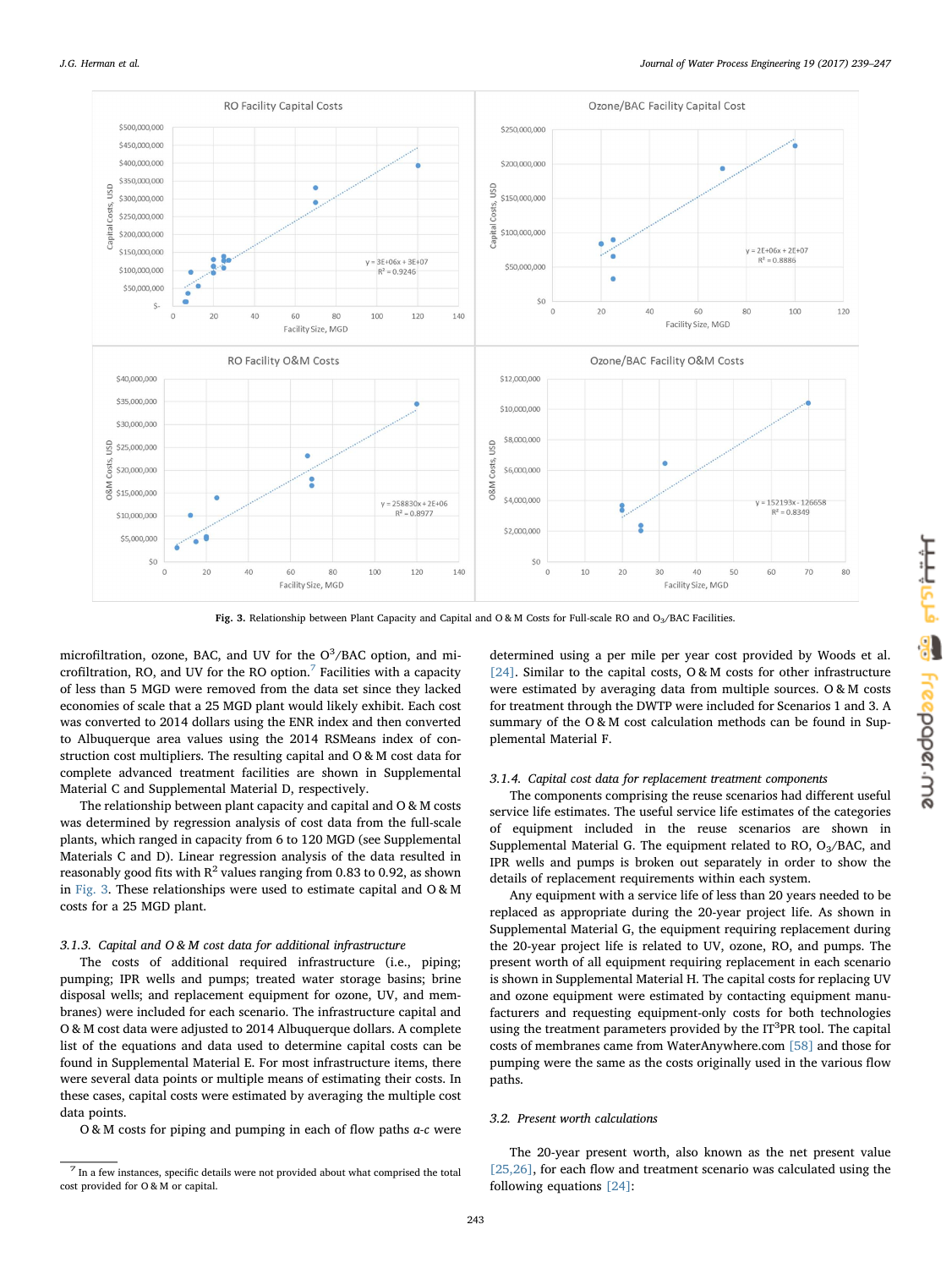Fig. 3. Relationship between Plant Capacity and Capital and O & M Costs for Full-scale RO and $O_3$/BAC Facilities.

microfiltration, ozone, BAC, and UV for the $O^3$/BAC option, and microfiltration, RO, and UV for the RO option.[7] Facilities with a capacity of less than 5 MGD were removed from the data set since they lacked economies of scale that a 25 MGD plant would likely exhibit. Each cost was converted to 2014 dollars using the ENR index and then converted to Albuquerque area values using the 2014 RSMeans index of construction cost multipliers. The resulting capital and O & M cost data for complete advanced treatment facilities are shown in Supplemental Material C and Supplemental Material D, respectively.

The relationship between plant capacity and capital and O & M costs was determined by regression analysis of cost data from the full-scale plants, which ranged in capacity from 6 to 120 MGD (see Supplemental Materials C and D). Linear regression analysis of the data resulted in reasonably good fits with $R^2$ values ranging from 0.83 to 0.92, as shown in Fig. 3. These relationships were used to estimate capital and O & M costs for a 25 MGD plant.

### 3.1.3. Capital and O & M cost data for additional infrastructure

The costs of additional required infrastructure (i.e., piping; pumping; IPR wells and pumps; treated water storage basins; brine disposal wells; and replacement equipment for ozone, UV, and membranes) were included for each scenario. The infrastructure capital and O & M cost data were adjusted to 2014 Albuquerque dollars. A complete list of the equations and data used to determine capital costs can be found in Supplemental Material E. For most infrastructure items, there were several data points or multiple means of estimating their costs. In these cases, capital costs were estimated by averaging the multiple cost data points.

O & M costs for piping and pumping in each of flow paths *a-c* were determined using a per mile per year cost provided by Woods et al. [24]. Similar to the capital costs, O & M costs for other infrastructure were estimated by averaging data from multiple sources. O & M costs for treatment through the DWTP were included for Scenarios 1 and 3. A summary of the O & M cost calculation methods can be found in Supplemental Material F.

### 3.1.4. Capital cost data for replacement treatment components

The components comprising the reuse scenarios had different useful service life estimates. The useful service life estimates of the categories of equipment included in the reuse scenarios are shown in Supplemental Material G. The equipment related to RO, $O_3$/BAC, and IPR wells and pumps is broken out separately in order to show the details of replacement requirements within each system.

Any equipment with a service life of less than 20 years needed to be replaced as appropriate during the 20-year project life. As shown in Supplemental Material G, the equipment requiring replacement during the 20-year project life is related to UV, ozone, RO, and pumps. The present worth of all equipment requiring replacement in each scenario is shown in Supplemental Material H. The capital costs for replacing UV and ozone equipment were estimated by contacting equipment manufacturers and requesting equipment-only costs for both technologies using the treatment parameters provided by the $IT^3$PR tool. The capital costs of membranes came from WaterAnywhere.com [58] and those for pumping were the same as the costs originally used in the various flow paths.

## 3.2. Present worth calculations

The 20-year present worth, also known as the net present value [25,26], for each flow and treatment scenario was calculated using the following equations [24]:

[7] In a few instances, specific details were not provided about what comprised the total cost provided for O & M or capital.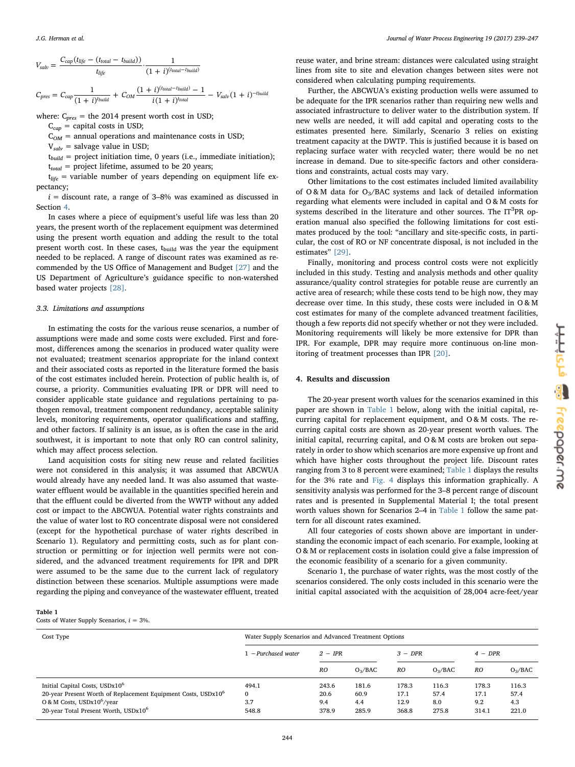$$V_{salv} = \frac{C_{cap}(t_{life} - (t_{total} - t_{build}))}{t_{life}} \cdot \frac{1}{(1+i)^{(t_{total}-t_{build})}}$$

$$C_{pres} = C_{cap}\frac{1}{(1+i)^{t_{build}}} + C_{OM}\frac{(1+i)^{(t_{total}-t_{build})}-1}{i(1+i)^{t_{total}}} - V_{salv}(1+i)^{-t_{build}}$$

where: $C_{pres}$ = the 2014 present worth cost in USD;

$C_{cap}$ = capital costs in USD;

$C_{OM}$ = annual operations and maintenance costs in USD;

$V_{salv}$ = salvage value in USD;

$t_{build}$ = project initiation time, 0 years (i.e., immediate initiation);

$t_{total}$ = project lifetime, assumed to be 20 years;

$t_{life}$ = variable number of years depending on equipment life expectancy;

$i$ = discount rate, a range of 3–8% was examined as discussed in Section 4.

In cases where a piece of equipment's useful life was less than 20 years, the present worth of the replacement equipment was determined using the present worth equation and adding the result to the total present worth cost. In these cases, $t_{build}$ was the year the equipment needed to be replaced. A range of discount rates was examined as recommended by the US Office of Management and Budget [27] and the US Department of Agriculture's guidance specific to non-watershed based water projects [28].

### 3.3. Limitations and assumptions

In estimating the costs for the various reuse scenarios, a number of assumptions were made and some costs were excluded. First and foremost, differences among the scenarios in produced water quality were not evaluated; treatment scenarios appropriate for the inland context and their associated costs as reported in the literature formed the basis of the cost estimates included herein. Protection of public health is, of course, a priority. Communities evaluating IPR or DPR will need to consider applicable state guidance and regulations pertaining to pathogen removal, treatment component redundancy, acceptable salinity levels, monitoring requirements, operator qualifications and staffing, and other factors. If salinity is an issue, as is often the case in the arid southwest, it is important to note that only RO can control salinity, which may affect process selection.

Land acquisition costs for siting new reuse and related facilities were not considered in this analysis; it was assumed that ABCWUA would already have any needed land. It was also assumed that wastewater effluent would be available in the quantities specified herein and that the effluent could be diverted from the WWTP without any added cost or impact to the ABCWUA. Potential water rights constraints and the value of water lost to RO concentrate disposal were not considered (except for the hypothetical purchase of water rights described in Scenario 1). Regulatory and permitting costs, such as for plant construction or permitting or for injection well permits were not considered, and the advanced treatment requirements for IPR and DPR were assumed to be the same due to the current lack of regulatory distinction between these scenarios. Multiple assumptions were made regarding the piping and conveyance of the wastewater effluent, treated reuse water, and brine stream: distances were calculated using straight lines from site to site and elevation changes between sites were not considered when calculating pumping requirements.

Further, the ABCWUA's existing production wells were assumed to be adequate for the IPR scenarios rather than requiring new wells and associated infrastructure to deliver water to the distribution system. If new wells are needed, it will add capital and operating costs to the estimates presented here. Similarly, Scenario 3 relies on existing treatment capacity at the DWTP. This is justified because it is based on replacing surface water with recycled water; there would be no net increase in demand. Due to site-specific factors and other considerations and constraints, actual costs may vary.

Other limitations to the cost estimates included limited availability of O & M data for $O_3$/BAC systems and lack of detailed information regarding what elements were included in capital and O & M costs for systems described in the literature and other sources. The IT[3]PR operation manual also specified the following limitations for cost estimates produced by the tool: "ancillary and site-specific costs, in particular, the cost of RO or NF concentrate disposal, is not included in the estimates" [29].

Finally, monitoring and process control costs were not explicitly included in this study. Testing and analysis methods and other quality assurance/quality control strategies for potable reuse are currently an active area of research; while these costs tend to be high now, they may decrease over time. In this study, these costs were included in O & M cost estimates for many of the complete advanced treatment facilities, though a few reports did not specify whether or not they were included. Monitoring requirements will likely be more extensive for DPR than IPR. For example, DPR may require more continuous on-line monitoring of treatment processes than IPR [20].

## 4. Results and discussion

The 20-year present worth values for the scenarios examined in this paper are shown in Table 1 below, along with the initial capital, recurring capital for replacement equipment, and O & M costs. The recurring capital costs are shown as 20-year present worth values. The initial capital, recurring capital, and O & M costs are broken out separately in order to show which scenarios are more expensive up front and which have higher costs throughout the project life. Discount rates ranging from 3 to 8 percent were examined; Table 1 displays the results for the 3% rate and Fig. 4 displays this information graphically. A sensitivity analysis was performed for the 3–8 percent range of discount rates and is presented in Supplemental Material I; the total present worth values shown for Scenarios 2–4 in Table 1 follow the same pattern for all discount rates examined.

All four categories of costs shown above are important in understanding the economic impact of each scenario. For example, looking at O & M or replacement costs in isolation could give a false impression of the economic feasibility of a scenario for a given community.

Scenario 1, the purchase of water rights, was the most costly of the scenarios considered. The only costs included in this scenario were the initial capital associated with the acquisition of 28,004 acre-feet/year

**Table 1**
Costs of Water Supply Scenarios, $i$ = 3%.

| Cost Type | Water Supply Scenarios and Advanced Treatment Options | | | | | | |
|---|---|---|---|---|---|---|---|
| | *1 – Purchased water* | *2 – IPR* | | *3 – DPR* | | *4 – DPR* | |
| | | *RO* | $O_3$/BAC | *RO* | $O_3$/BAC | *RO* | $O_3$/BAC |
| Initial Capital Costs, USDx10[6] | 494.1 | 243.6 | 181.6 | 178.3 | 116.3 | 178.3 | 116.3 |
| 20-year Present Worth of Replacement Equipment Costs, USDx10[6] | 0 | 20.6 | 60.9 | 17.1 | 57.4 | 17.1 | 57.4 |
| O & M Costs, USDx10[6]/year | 3.7 | 9.4 | 4.4 | 12.9 | 8.0 | 9.2 | 4.3 |
| 20-year Total Present Worth, USDx10[6] | 548.8 | 378.9 | 285.9 | 368.8 | 275.8 | 314.1 | 221.0 |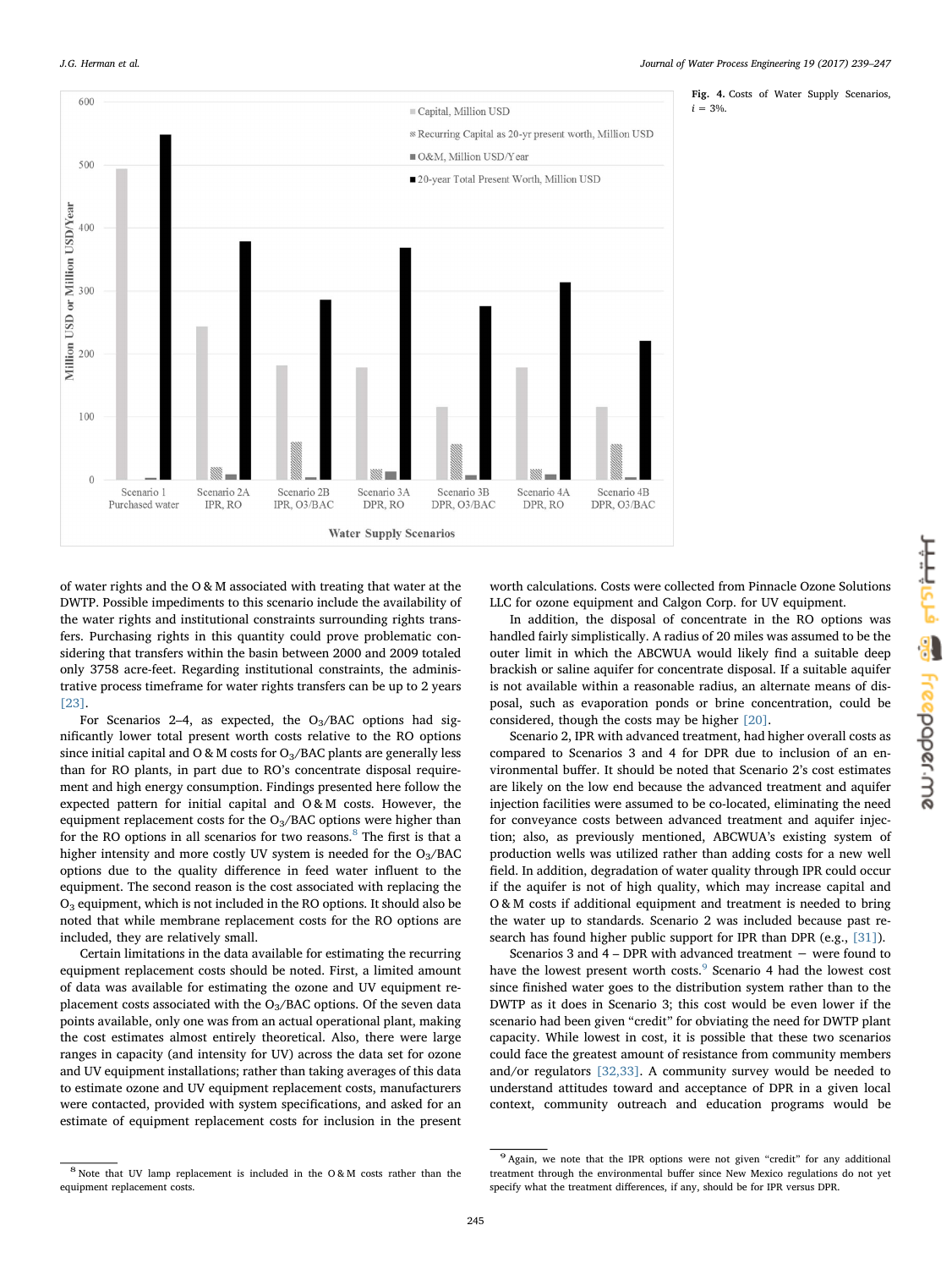Fig. 4. Costs of Water Supply Scenarios, $i$ = 3%.

of water rights and the O & M associated with treating that water at the DWTP. Possible impediments to this scenario include the availability of the water rights and institutional constraints surrounding rights transfers. Purchasing rights in this quantity could prove problematic considering that transfers within the basin between 2000 and 2009 totaled only 3758 acre-feet. Regarding institutional constraints, the administrative process timeframe for water rights transfers can be up to 2 years [23].

For Scenarios 2–4, as expected, the $O_3$/BAC options had significantly lower total present worth costs relative to the RO options since initial capital and O & M costs for $O_3$/BAC plants are generally less than for RO plants, in part due to RO's concentrate disposal requirement and high energy consumption. Findings presented here follow the expected pattern for initial capital and O & M costs. However, the equipment replacement costs for the $O_3$/BAC options were higher than for the RO options in all scenarios for two reasons.[8] The first is that a higher intensity and more costly UV system is needed for the $O_3$/BAC options due to the quality difference in feed water influent to the equipment. The second reason is the cost associated with replacing the $O_3$ equipment, which is not included in the RO options. It should also be noted that while membrane replacement costs for the RO options are included, they are relatively small.

Certain limitations in the data available for estimating the recurring equipment replacement costs should be noted. First, a limited amount of data was available for estimating the ozone and UV equipment replacement costs associated with the $O_3$/BAC options. Of the seven data points available, only one was from an actual operational plant, making the cost estimates almost entirely theoretical. Also, there were large ranges in capacity (and intensity for UV) across the data set for ozone and UV equipment installations; rather than taking averages of this data to estimate ozone and UV equipment replacement costs, manufacturers were contacted, provided with system specifications, and asked for an estimate of equipment replacement costs for inclusion in the present worth calculations. Costs were collected from Pinnacle Ozone Solutions LLC for ozone equipment and Calgon Corp. for UV equipment.

In addition, the disposal of concentrate in the RO options was handled fairly simplistically. A radius of 20 miles was assumed to be the outer limit in which the ABCWUA would likely find a suitable deep brackish or saline aquifer for concentrate disposal. If a suitable aquifer is not available within a reasonable radius, an alternate means of disposal, such as evaporation ponds or brine concentration, could be considered, though the costs may be higher [20].

Scenario 2, IPR with advanced treatment, had higher overall costs as compared to Scenarios 3 and 4 for DPR due to inclusion of an environmental buffer. It should be noted that Scenario 2's cost estimates are likely on the low end because the advanced treatment and aquifer injection facilities were assumed to be co-located, eliminating the need for conveyance costs between advanced treatment and aquifer injection; also, as previously mentioned, ABCWUA's existing system of production wells was utilized rather than adding costs for a new well field. In addition, degradation of water quality through IPR could occur if the aquifer is not of high quality, which may increase capital and O & M costs if additional equipment and treatment is needed to bring the water up to standards. Scenario 2 was included because past research has found higher public support for IPR than DPR (e.g., [31]).

Scenarios 3 and 4 – DPR with advanced treatment – were found to have the lowest present worth costs.[9] Scenario 4 had the lowest cost since finished water goes to the distribution system rather than to the DWTP as it does in Scenario 3; this cost would be even lower if the scenario had been given "credit" for obviating the need for DWTP plant capacity. While lowest in cost, it is possible that these two scenarios could face the greatest amount of resistance from community members and/or regulators [32,33]. A community survey would be needed to understand attitudes toward and acceptance of DPR in a given local context, community outreach and education programs would be

[8] Note that UV lamp replacement is included in the O & M costs rather than the equipment replacement costs.

[9] Again, we note that the IPR options were not given "credit" for any additional treatment through the environmental buffer since New Mexico regulations do not yet specify what the treatment differences, if any, should be for IPR versus DPR.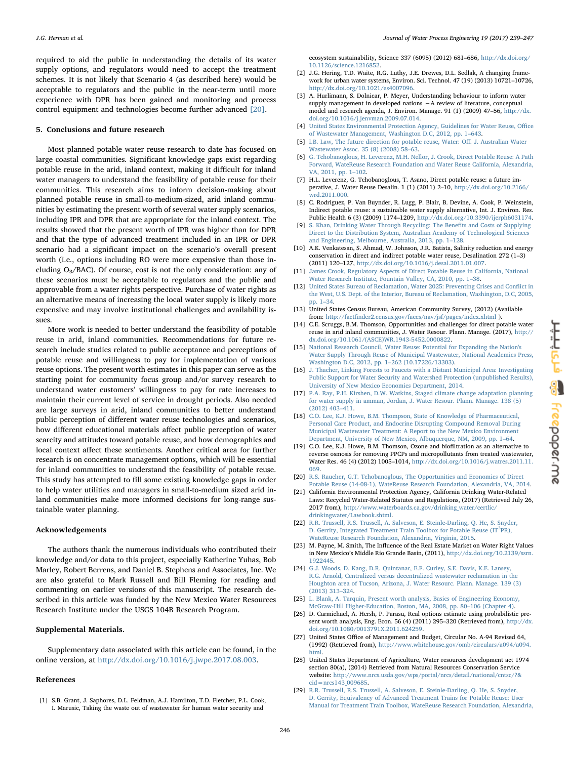required to aid the public in understanding the details of its water supply options, and regulators would need to accept the treatment schemes. It is not likely that Scenario 4 (as described here) would be acceptable to regulators and the public in the near-term until more experience with DPR has been gained and monitoring and process control equipment and technologies become further advanced [20].

## 5. Conclusions and future research

Most planned potable water reuse research to date has focused on large coastal communities. Significant knowledge gaps exist regarding potable reuse in the arid, inland context, making it difficult for inland water managers to understand the feasibility of potable reuse for their communities. This research aims to inform decision-making about planned potable reuse in small-to-medium-sized, arid inland communities by estimating the present worth of several water supply scenarios, including IPR and DPR that are appropriate for the inland context. The results showed that the present worth of IPR was higher than for DPR and that the type of advanced treatment included in an IPR or DPR scenario had a significant impact on the scenario's overall present worth (i.e., options including RO were more expensive than those including $O_3$/BAC). Of course, cost is not the only consideration: any of these scenarios must be acceptable to regulators and the public and approvable from a water rights perspective. Purchase of water rights as an alternative means of increasing the local water supply is likely more expensive and may involve institutional challenges and availability issues.

More work is needed to better understand the feasibility of potable reuse in arid, inland communities. Recommendations for future research include studies related to public acceptance and perceptions of potable reuse and willingness to pay for implementation of various reuse options. The present worth estimates in this paper can serve as the starting point for community focus group and/or survey research to understand water customers' willingness to pay for rate increases to maintain their current level of service in drought periods. Also needed are large surveys in arid, inland communities to better understand public perception of different water reuse technologies and scenarios, how different educational materials affect public perception of water scarcity and attitudes toward potable reuse, and how demographics and local context affect these sentiments. Another critical area for further research is on concentrate management options, which will be essential for inland communities to understand the feasibility of potable reuse. This study has attempted to fill some existing knowledge gaps in order to help water utilities and managers in small-to-medium sized arid inland communities make more informed decisions for long-range sustainable water planning.

## Acknowledgements

The authors thank the numerous individuals who contributed their knowledge and/or data to this project, especially Katherine Yuhas, Bob Marley, Robert Berrens, and Daniel B. Stephens and Associates, Inc. We are also grateful to Mark Russell and Bill Fleming for reading and commenting on earlier versions of this manuscript. The research described in this article was funded by the New Mexico Water Resources Research Institute under the USGS 104B Research Program.

## Supplemental Materials.

Supplementary data associated with this article can be found, in the online version, at http://dx.doi.org/10.1016/j.jwpe.2017.08.003.

## References

[1] S.B. Grant, J. Saphores, D.L. Feldman, A.J. Hamilton, T.D. Fletcher, P.L. Cook, I. Marusic, Taking the waste out of wastewater for human water security and ecosystem sustainability, Science 337 (6095) (2012) 681–686, http://dx.doi.org/10.1126/science.1216852.

[2] J.G. Hering, T.D. Waite, R.G. Luthy, J.E. Drewes, D.L. Sedlak, A changing framework for urban water systems, Environ. Sci. Technol. 47 (19) (2013) 10721–10726, http://dx.doi.org/10.1021/es4007096.

[3] A. Hurlimann, S. Dolnicar, P. Meyer, Understanding behaviour to inform water supply management in developed nations – A review of literature, conceptual model and research agenda, J. Environ. Manage. 91 (1) (2009) 47–56, http://dx.doi.org/10.1016/j.jenvman.2009.07.014.

[4] United States Environmental Protection Agency, Guidelines for Water Reuse, Office of Wastewater Management, Washington D.C, 2012, pp. 1–643.

[5] I.B. Law, The future direction for potable reuse, Water: Off. J. Australian Water Wastewater Assoc. 35 (8) (2008) 58–63.

[6] G. Tchobanoglous, H. Leverenz, M.H. Nellor, J. Crook, Direct Potable Reuse: A Path Forward, WateReuse Research Foundation and Water Reuse California, Alexandria, VA, 2011, pp. 1–102.

[7] H.L. Leverenz, G. Tchobanoglous, T. Asano, Direct potable reuse: a future imperative, J. Water Reuse Desalin. 1 (1) (2011) 2–10, http://dx.doi.org/10.2166/wrd.2011.000.

[8] C. Rodriguez, P. Van Buynder, R. Lugg, P. Blair, B. Devine, A. Cook, P. Weinstein, Indirect potable reuse: a sustainable water supply alternative, Int. J. Environ. Res. Public Health 6 (3) (2009) 1174–1209, http://dx.doi.org/10.3390/ijerph6031174.

[9] S. Khan, Drinking Water Through Recycling: The Benefits and Costs of Supplying Direct to the Distribution System, Australian Academy of Technological Sciences and Engineering, Melbourne, Australia, 2013, pp. 1–128.

[10] A.K. Venkatesan, S. Ahmad, W. Johnson, J.R. Batista, Salinity reduction and energy conservation in direct and indirect potable water reuse, Desalination 272 (1–3) (2011) 120–127, http://dx.doi.org/10.1016/j.desal.2011.01.007.

[11] James Crook, Regulatory Aspects of Direct Potable Reuse in California, National Water Research Institute, Fountain Valley, CA, 2010, pp. 1–38.

[12] United States Bureau of Reclamation, Water 2025: Preventing Crises and Conflict in the West, U.S. Dept. of the Interior, Bureau of Reclamation, Washington, D.C, 2005, pp. 1–34.

[13] United States Census Bureau, American Community Survey, (2012) (Available from: http://factfinder2.census.gov/faces/nav/jsf/pages/index.xhtml ).

[14] C.E. Scruggs, B.M. Thomson, Opportunities and challenges for direct potable water reuse in arid inland communities, J. Water Resour. Plann. Manage. (2017), http://dx.doi.org/10.1061/(ASCE)WR.1943-5452.0000822.

[15] National Research Council, Water Reuse: Potential for Expanding the Nation's Water Supply Through Reuse of Municipal Wastewater, National Academies Press, Washington D.C, 2012, pp. 1–262 (10.17226/13303).

[16] J. Thacher, Linking Forests to Faucets with a Distant Municipal Area: Investigating Public Support for Water Security and Watershed Protection (unpublished Results), University of New Mexico Economics Department, 2014.

[17] P.A. Ray, P.H. Kirshen, D.W. Watkins, Staged climate change adaptation planning for water supply in amman, Jordan, J. Water Resour. Plann. Manage. 138 (5) (2012) 403–411.

[18] C.O. Lee, K.J. Howe, B.M. Thompson, State of Knowledge of Pharmaceutical, Personal Care Product, and Endocrine Disrupting Compound Removal During Municipal Wastewater Treatment: A Report to the New Mexico Environment Department, University of New Mexico, Albuquerque, NM, 2009, pp. 1–64.

[19] C.O. Lee, K.J. Howe, B.M. Thomson, Ozone and biofiltration as an alternative to reverse osmosis for removing PPCPs and micropollutants from treated wastewater, Water Res. 46 (4) (2012) 1005–1014, http://dx.doi.org/10.1016/j.watres.2011.11.069.

[20] R.S. Raucher, G.T. Tchobanoglous, The Opportunities and Economics of Direct Potable Reuse (14-08-1), WateReuse Research Foundation, Alexandria, VA, 2014.

[21] California Environmental Protection Agency, California Drinking Water-Related Laws: Recycled Water-Related Statutes and Regulations, (2017) (Retrieved July 26, 2017 from), http://www.waterboards.ca.gov/drinking_water/certlic/drinkingwater/Lawbook.shtml.

[22] R.R. Trussell, R.S. Trussell, A. Salveson, E. Steinle-Darling, Q. He, S. Snyder, D. Gerrity, Integrated Treatment Train Toolbox for Potable Reuse ($IT^3PR$), WateReuse Research Foundation, Alexandria, Virginia, 2015.

[23] M. Payne, M. Smith, The Influence of the Real Estate Market on Water Right Values in New Mexico's Middle Rio Grande Basin, (2011), http://dx.doi.org/10.2139/ssrn.1922445.

[24] G.J. Woods, D. Kang, D.R. Quintanar, E.F. Curley, S.E. Davis, K.E. Lansey, R.G. Arnold, Centralized versus decentralized wastewater reclamation in the Houghton area of Tucson, Arizona, J. Water Resourc. Plann. Manage. 139 (3) (2013) 313–324.

[25] L. Blank, A. Tarquin, Present worth analysis, Basics of Engineering Economy, McGraw-Hill Higher-Education, Boston, MA, 2008, pp. 80–106 (Chapter 4).

[26] D. Carmichael, A. Hersh, P. Parasu, Real options estimate using probabilistic present worth analysis, Eng. Econ. 56 (4) (2011) 295–320 (Retrieved from), http://dx.doi.org/10.1080/0013791X.2011.624259.

[27] United States Office of Management and Budget, Circular No. A-94 Revised 64, (1992) (Retrieved from), http://www.whitehouse.gov/omb/circulars/a094/a094.html.

[28] United States Department of Agriculture, Water resources development act 1974 section 80(a), (2014) Retrieved from Natural Resources Conservation Service website: http://www.nrcs.usda.gov/wps/portal/nrcs/detail/national/cntsc/?&cid=nrcs143_009685.

[29] R.R. Trussell, R.S. Trussell, A. Salveson, E. Steinle-Darling, Q. He, S. Snyder, D. Gerrity, Equivalency of Advanced Treatment Trains for Potable Reuse: User Manual for Treatment Train Toolbox, WateReuse Research Foundation, Alexandria,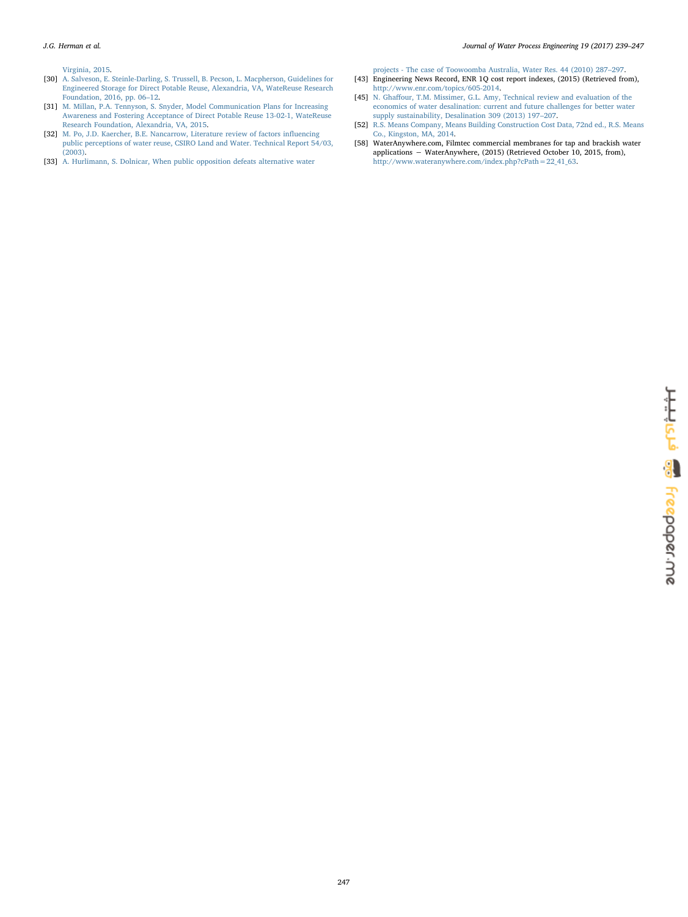Virginia, 2015.

[30] A. Salveson, E. Steinle-Darling, S. Trussell, B. Pecson, L. Macpherson, Guidelines for Engineered Storage for Direct Potable Reuse, Alexandria, VA, WateReuse Research Foundation, 2016, pp. 06–12.

[31] M. Millan, P.A. Tennyson, S. Snyder, Model Communication Plans for Increasing Awareness and Fostering Acceptance of Direct Potable Reuse 13-02-1, WateReuse Research Foundation, Alexandria, VA, 2015.

[32] M. Po, J.D. Kaercher, B.E. Nancarrow, Literature review of factors influencing public perceptions of water reuse, CSIRO Land and Water. Technical Report 54/03, (2003).

[33] A. Hurlimann, S. Dolnicar, When public opposition defeats alternative water projects - The case of Toowoomba Australia, Water Res. 44 (2010) 287–297.

[43] Engineering News Record, ENR 1Q cost report indexes, (2015) (Retrieved from), http://www.enr.com/topics/605-2014.

[45] N. Ghaffour, T.M. Missimer, G.L. Amy, Technical review and evaluation of the economics of water desalination: current and future challenges for better water supply sustainability, Desalination 309 (2013) 197–207.

[52] R.S. Means Company, Means Building Construction Cost Data, 72nd ed., R.S. Means Co., Kingston, MA, 2014.

[58] WaterAnywhere.com, Filmtec commercial membranes for tap and brackish water applications − WaterAnywhere, (2015) (Retrieved October 10, 2015, from), http://www.wateranywhere.com/index.php?cPath=22_41_63.